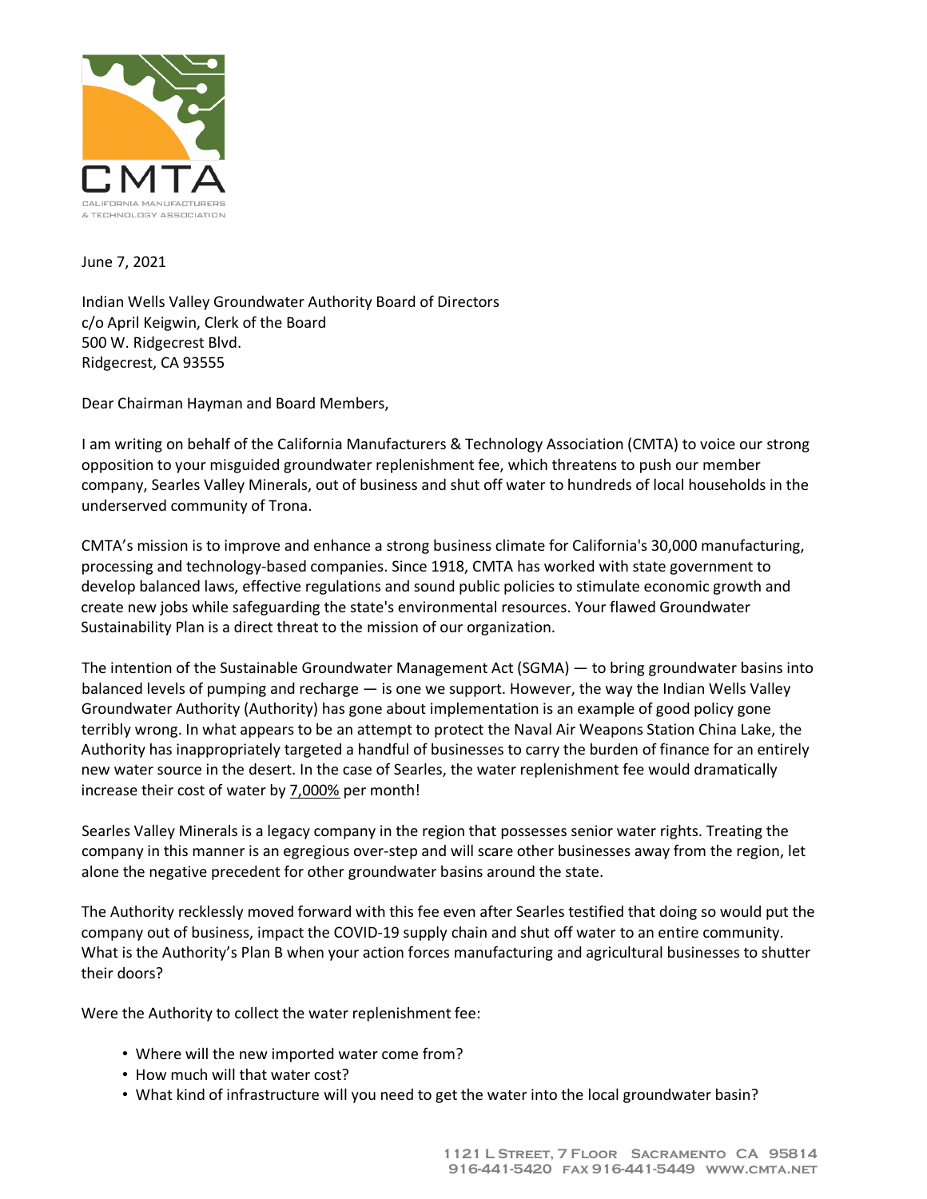CMTA

CALIFORNIA MANUFACTURERS & TECHNOLOGY ASSOCIATION

June 7, 2021

Indian Wells Valley Groundwater Authority Board of Directors
c/o April Keigwin, Clerk of the Board
500 W. Ridgecrest Blvd.
Ridgecrest, CA 93555

Dear Chairman Hayman and Board Members,

I am writing on behalf of the California Manufacturers & Technology Association (CMTA) to voice our strong opposition to your misguided groundwater replenishment fee, which threatens to push our member company, Searles Valley Minerals, out of business and shut off water to hundreds of local households in the underserved community of Trona.

CMTA's mission is to improve and enhance a strong business climate for California's 30,000 manufacturing, processing and technology-based companies. Since 1918, CMTA has worked with state government to develop balanced laws, effective regulations and sound public policies to stimulate economic growth and create new jobs while safeguarding the state's environmental resources. Your flawed Groundwater Sustainability Plan is a direct threat to the mission of our organization.

The intention of the Sustainable Groundwater Management Act (SGMA) — to bring groundwater basins into balanced levels of pumping and recharge — is one we support. However, the way the Indian Wells Valley Groundwater Authority (Authority) has gone about implementation is an example of good policy gone terribly wrong. In what appears to be an attempt to protect the Naval Air Weapons Station China Lake, the Authority has inappropriately targeted a handful of businesses to carry the burden of finance for an entirely new water source in the desert. In the case of Searles, the water replenishment fee would dramatically increase their cost of water by <u>7,000%</u> per month!

Searles Valley Minerals is a legacy company in the region that possesses senior water rights. Treating the company in this manner is an egregious over-step and will scare other businesses away from the region, let alone the negative precedent for other groundwater basins around the state.

The Authority recklessly moved forward with this fee even after Searles testified that doing so would put the company out of business, impact the COVID-19 supply chain and shut off water to an entire community. What is the Authority's Plan B when your action forces manufacturing and agricultural businesses to shutter their doors?

Were the Authority to collect the water replenishment fee:

- Where will the new imported water come from?
- How much will that water cost?
- What kind of infrastructure will you need to get the water into the local groundwater basin?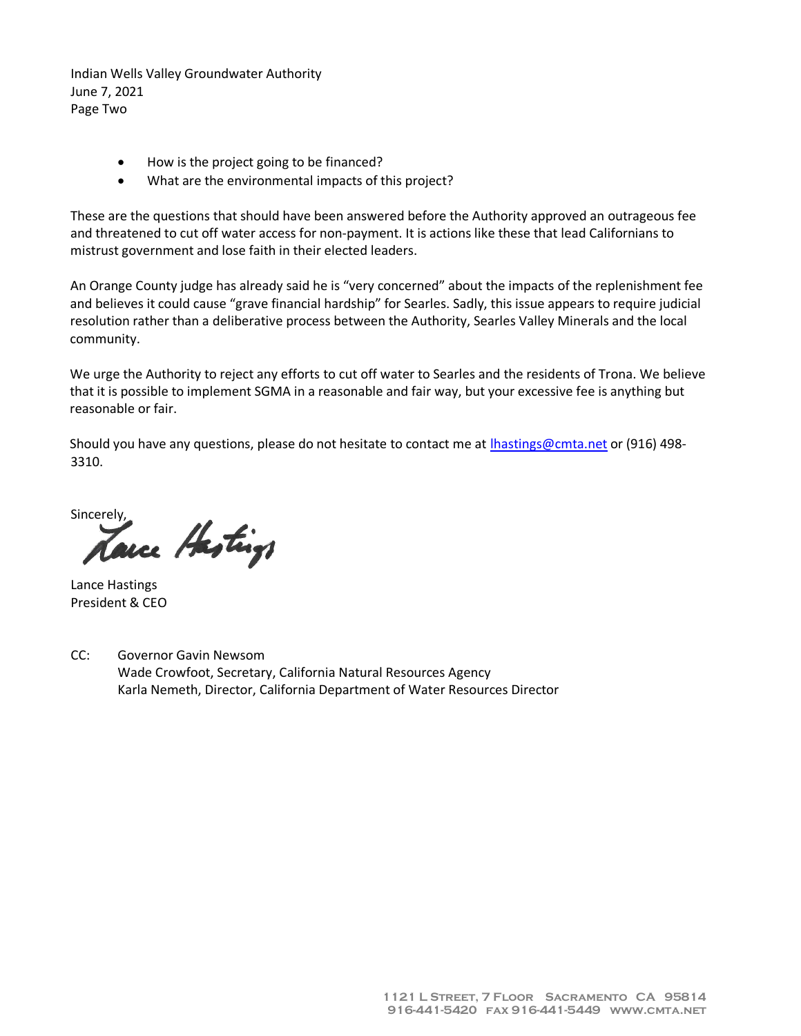- How is the project going to be financed?
- What are the environmental impacts of this project?

These are the questions that should have been answered before the Authority approved an outrageous fee and threatened to cut off water access for non-payment. It is actions like these that lead Californians to mistrust government and lose faith in their elected leaders.

An Orange County judge has already said he is "very concerned" about the impacts of the replenishment fee and believes it could cause "grave financial hardship" for Searles. Sadly, this issue appears to require judicial resolution rather than a deliberative process between the Authority, Searles Valley Minerals and the local community.

We urge the Authority to reject any efforts to cut off water to Searles and the residents of Trona. We believe that it is possible to implement SGMA in a reasonable and fair way, but your excessive fee is anything but reasonable or fair.

Should you have any questions, please do not hesitate to contact me at lhastings@cmta.net or (916) 498-3310.

Sincerely,

Lance Hastings
President & CEO

CC: Governor Gavin Newsom
Wade Crowfoot, Secretary, California Natural Resources Agency
Karla Nemeth, Director, California Department of Water Resources Director